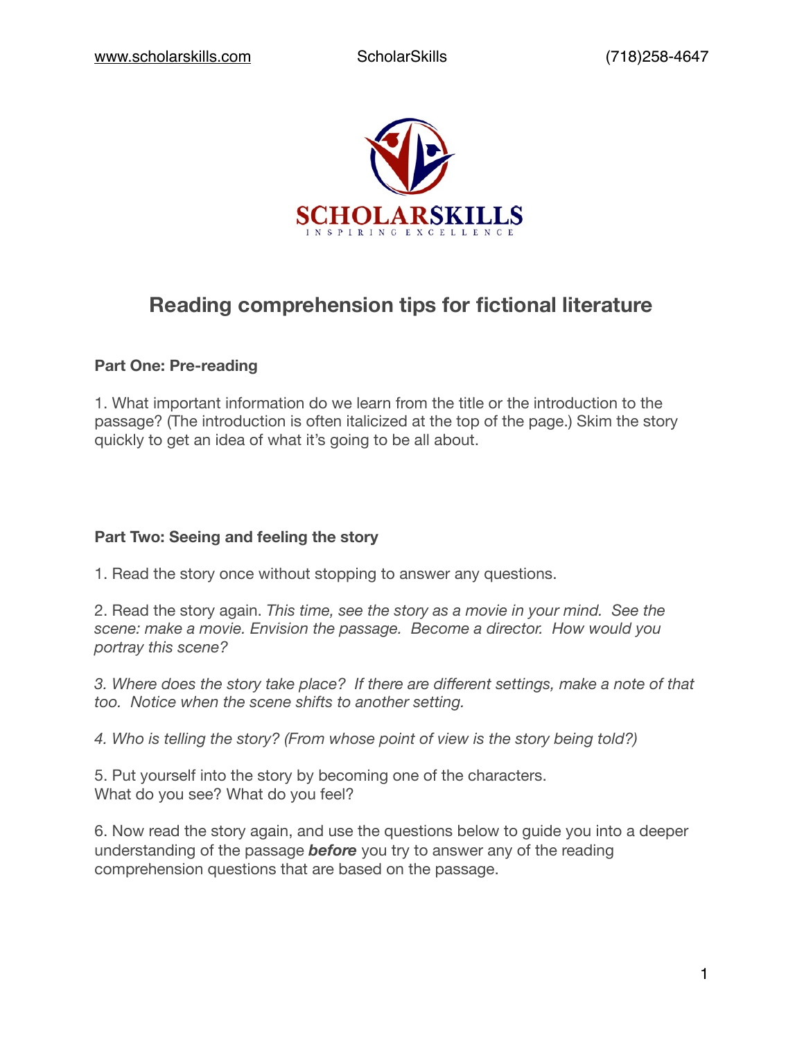# Reading comprehension tips for fictional literature

**Part One: Pre-reading**

1. What important information do we learn from the title or the introduction to the passage? (The introduction is often italicized at the top of the page.) Skim the story quickly to get an idea of what it's going to be all about.

**Part Two: Seeing and feeling the story**

1. Read the story once without stopping to answer any questions.

2. Read the story again. *This time, see the story as a movie in your mind. See the scene: make a movie. Envision the passage. Become a director. How would you portray this scene?*

*3. Where does the story take place? If there are different settings, make a note of that too. Notice when the scene shifts to another setting.*

*4. Who is telling the story? (From whose point of view is the story being told?)*

5. Put yourself into the story by becoming one of the characters.
What do you see? What do you feel?

6. Now read the story again, and use the questions below to guide you into a deeper understanding of the passage ***before*** you try to answer any of the reading comprehension questions that are based on the passage.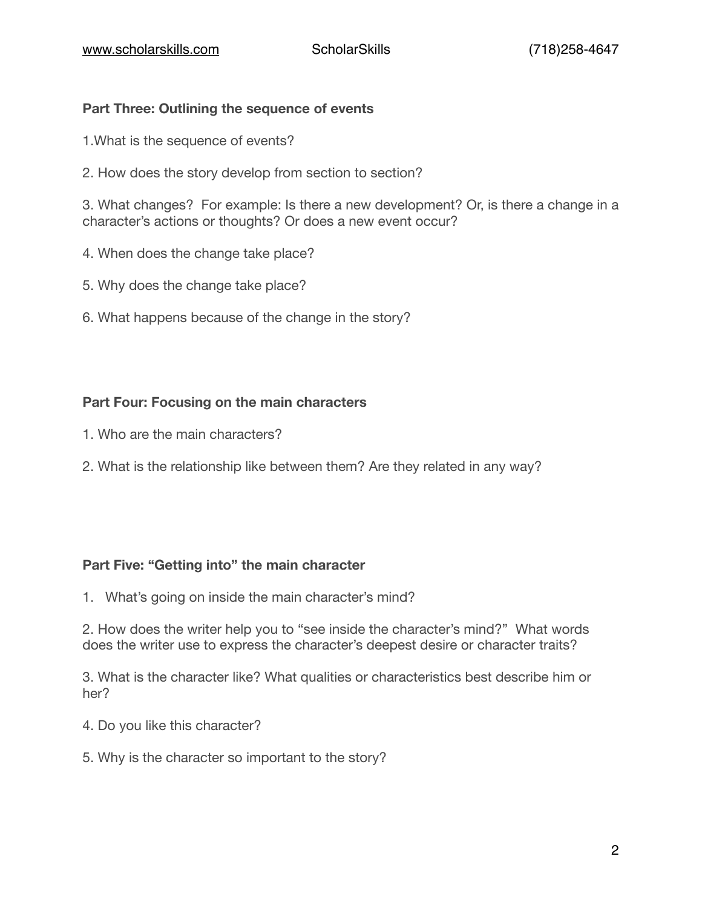**Part Three: Outlining the sequence of events**

1.What is the sequence of events?

2. How does the story develop from section to section?

3. What changes? For example: Is there a new development? Or, is there a change in a character's actions or thoughts? Or does a new event occur?

4. When does the change take place?

5. Why does the change take place?

6. What happens because of the change in the story?

**Part Four: Focusing on the main characters**

1. Who are the main characters?

2. What is the relationship like between them? Are they related in any way?

**Part Five: "Getting into" the main character**

1. What's going on inside the main character's mind?

2. How does the writer help you to "see inside the character's mind?" What words does the writer use to express the character's deepest desire or character traits?

3. What is the character like? What qualities or characteristics best describe him or her?

4. Do you like this character?

5. Why is the character so important to the story?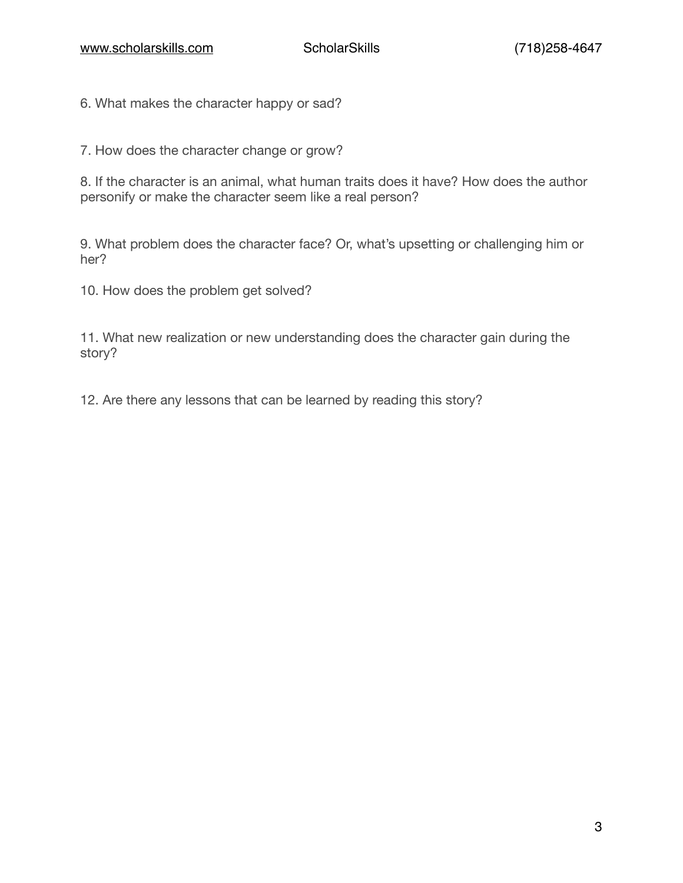6. What makes the character happy or sad?

7. How does the character change or grow?

8. If the character is an animal, what human traits does it have? How does the author personify or make the character seem like a real person?

9. What problem does the character face? Or, what's upsetting or challenging him or her?

10. How does the problem get solved?

11. What new realization or new understanding does the character gain during the story?

12. Are there any lessons that can be learned by reading this story?